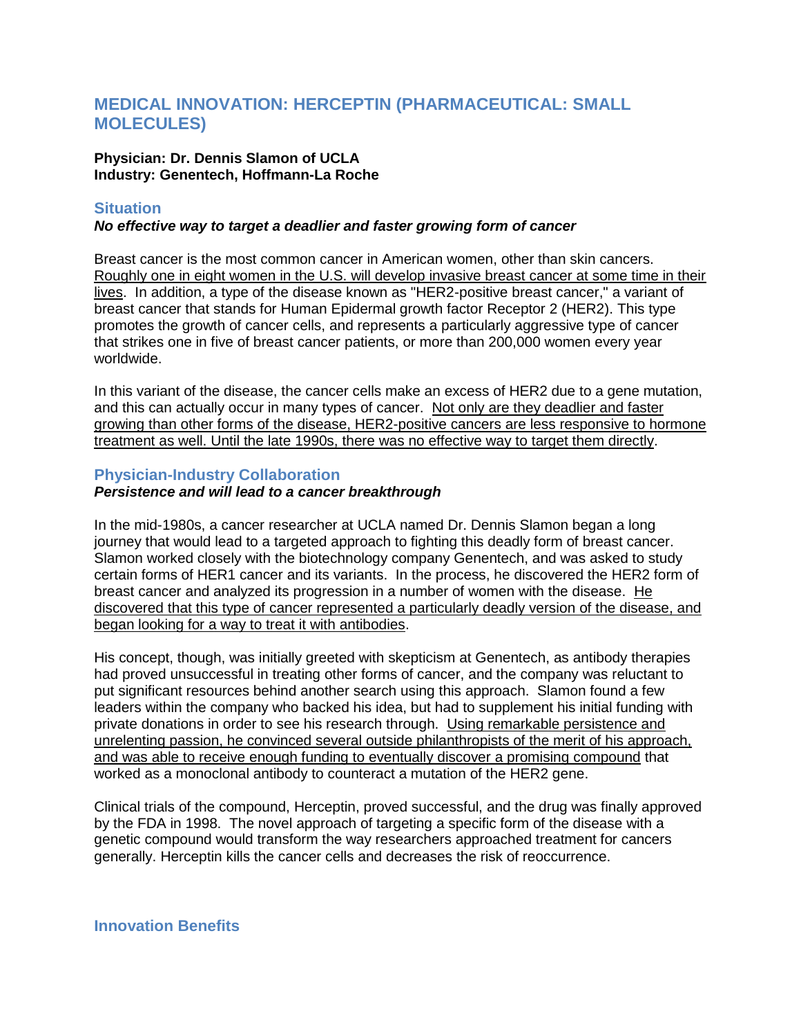# MEDICAL INNOVATION: HERCEPTIN (PHARMACEUTICAL: SMALL MOLECULES)

**Physician: Dr. Dennis Slamon of UCLA**
**Industry: Genentech, Hoffmann-La Roche**

## Situation

***No effective way to target a deadlier and faster growing form of cancer***

Breast cancer is the most common cancer in American women, other than skin cancers. Roughly one in eight women in the U.S. will develop invasive breast cancer at some time in their lives. In addition, a type of the disease known as "HER2-positive breast cancer," a variant of breast cancer that stands for Human Epidermal growth factor Receptor 2 (HER2). This type promotes the growth of cancer cells, and represents a particularly aggressive type of cancer that strikes one in five of breast cancer patients, or more than 200,000 women every year worldwide.

In this variant of the disease, the cancer cells make an excess of HER2 due to a gene mutation, and this can actually occur in many types of cancer. Not only are they deadlier and faster growing than other forms of the disease, HER2-positive cancers are less responsive to hormone treatment as well. Until the late 1990s, there was no effective way to target them directly.

## Physician-Industry Collaboration

***Persistence and will lead to a cancer breakthrough***

In the mid-1980s, a cancer researcher at UCLA named Dr. Dennis Slamon began a long journey that would lead to a targeted approach to fighting this deadly form of breast cancer. Slamon worked closely with the biotechnology company Genentech, and was asked to study certain forms of HER1 cancer and its variants. In the process, he discovered the HER2 form of breast cancer and analyzed its progression in a number of women with the disease. He discovered that this type of cancer represented a particularly deadly version of the disease, and began looking for a way to treat it with antibodies.

His concept, though, was initially greeted with skepticism at Genentech, as antibody therapies had proved unsuccessful in treating other forms of cancer, and the company was reluctant to put significant resources behind another search using this approach. Slamon found a few leaders within the company who backed his idea, but had to supplement his initial funding with private donations in order to see his research through. Using remarkable persistence and unrelenting passion, he convinced several outside philanthropists of the merit of his approach, and was able to receive enough funding to eventually discover a promising compound that worked as a monoclonal antibody to counteract a mutation of the HER2 gene.

Clinical trials of the compound, Herceptin, proved successful, and the drug was finally approved by the FDA in 1998. The novel approach of targeting a specific form of the disease with a genetic compound would transform the way researchers approached treatment for cancers generally. Herceptin kills the cancer cells and decreases the risk of reoccurrence.

## Innovation Benefits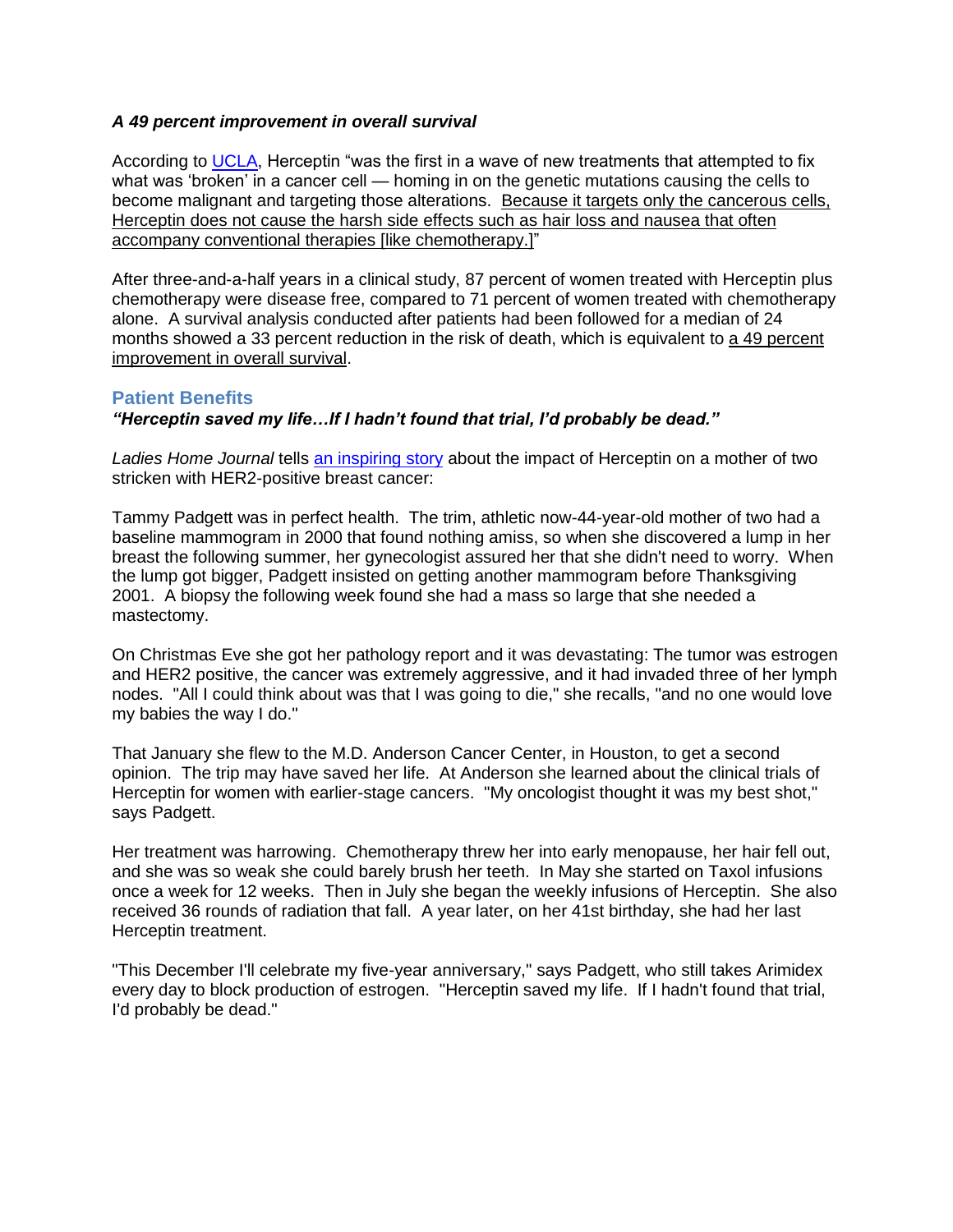***A 49 percent improvement in overall survival***

According to [UCLA](), Herceptin "was the first in a wave of new treatments that attempted to fix what was 'broken' in a cancer cell — homing in on the genetic mutations causing the cells to become malignant and targeting those alterations. <u>Because it targets only the cancerous cells, Herceptin does not cause the harsh side effects such as hair loss and nausea that often accompany conventional therapies [like chemotherapy.]</u>"

After three-and-a-half years in a clinical study, 87 percent of women treated with Herceptin plus chemotherapy were disease free, compared to 71 percent of women treated with chemotherapy alone. A survival analysis conducted after patients had been followed for a median of 24 months showed a 33 percent reduction in the risk of death, which is equivalent to <u>a 49 percent improvement in overall survival</u>.

## Patient Benefits

***"Herceptin saved my life…If I hadn't found that trial, I'd probably be dead."***

*Ladies Home Journal* tells [an inspiring story]() about the impact of Herceptin on a mother of two stricken with HER2-positive breast cancer:

Tammy Padgett was in perfect health. The trim, athletic now-44-year-old mother of two had a baseline mammogram in 2000 that found nothing amiss, so when she discovered a lump in her breast the following summer, her gynecologist assured her that she didn't need to worry. When the lump got bigger, Padgett insisted on getting another mammogram before Thanksgiving 2001. A biopsy the following week found she had a mass so large that she needed a mastectomy.

On Christmas Eve she got her pathology report and it was devastating: The tumor was estrogen and HER2 positive, the cancer was extremely aggressive, and it had invaded three of her lymph nodes. "All I could think about was that I was going to die," she recalls, "and no one would love my babies the way I do."

That January she flew to the M.D. Anderson Cancer Center, in Houston, to get a second opinion. The trip may have saved her life. At Anderson she learned about the clinical trials of Herceptin for women with earlier-stage cancers. "My oncologist thought it was my best shot," says Padgett.

Her treatment was harrowing. Chemotherapy threw her into early menopause, her hair fell out, and she was so weak she could barely brush her teeth. In May she started on Taxol infusions once a week for 12 weeks. Then in July she began the weekly infusions of Herceptin. She also received 36 rounds of radiation that fall. A year later, on her 41st birthday, she had her last Herceptin treatment.

"This December I'll celebrate my five-year anniversary," says Padgett, who still takes Arimidex every day to block production of estrogen. "Herceptin saved my life. If I hadn't found that trial, I'd probably be dead."